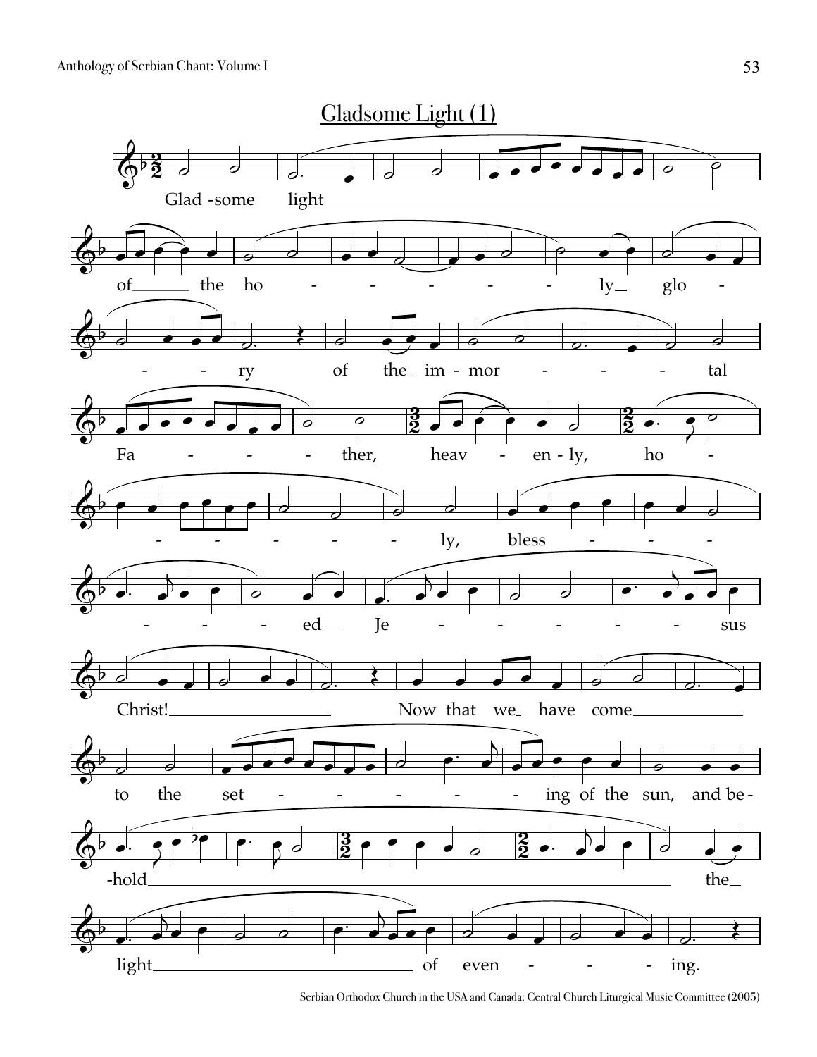## Gladsome Light (1)

Glad-some light of the ho - - - - - - ly glo - - - ry of the im - mor - - - - tal Fa - - - - ther, heav - en - ly, ho - - - - - - ly, bless - - - - - - ed Je - - - - - - sus Christ! Now that we have come to the set - - - - - ing of the sun, and be-hold the light of even - - - ing.

Serbian Orthodox Church in the USA and Canada: Central Church Liturgical Music Committee (2005)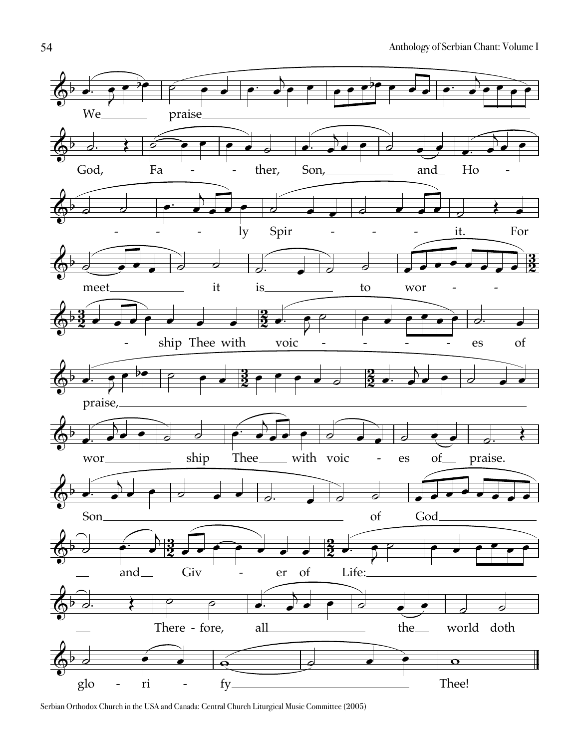We praise God, Father, Son, and Holy Spirit. For meet it is to worship Thee with voices of praise, worship Thee with voices of praise. Son of God and Giver of Life: Therefore, all the world doth glorify Thee!

Serbian Orthodox Church in the USA and Canada: Central Church Liturgical Music Committee (2005)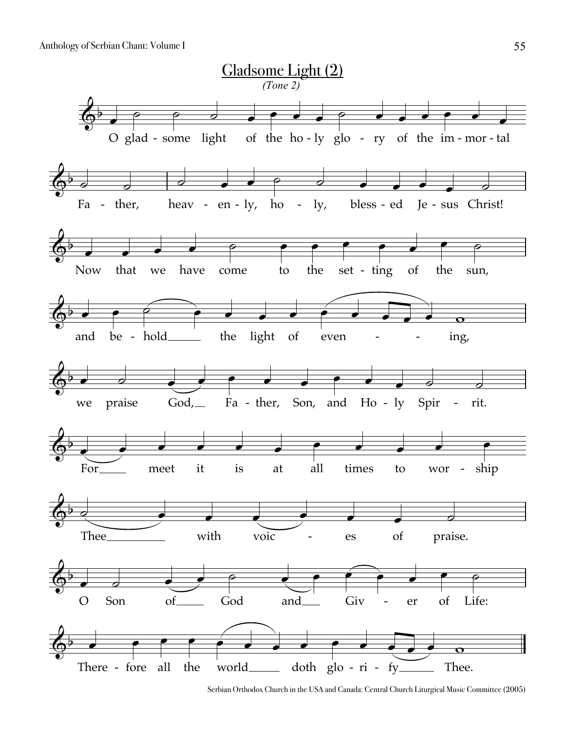# Gladsome Light (2)

*(Tone 2)*

O glad - some light of the ho - ly glo - ry of the im - mor - tal

Fa - ther, heav - en - ly, ho - ly, bless - ed Je - sus Christ!

Now that we have come to the set - ting of the sun,

and be - hold the light of even - - ing,

we praise God, Fa - ther, Son, and Ho - ly Spir - rit.

For meet it is at all times to wor - ship

Thee with voic - es of praise.

O Son of God and Giv - er of Life:

There - fore all the world doth glo - ri - fy Thee.

Serbian Orthodox Church in the USA and Canada: Central Church Liturgical Music Committee (2005)